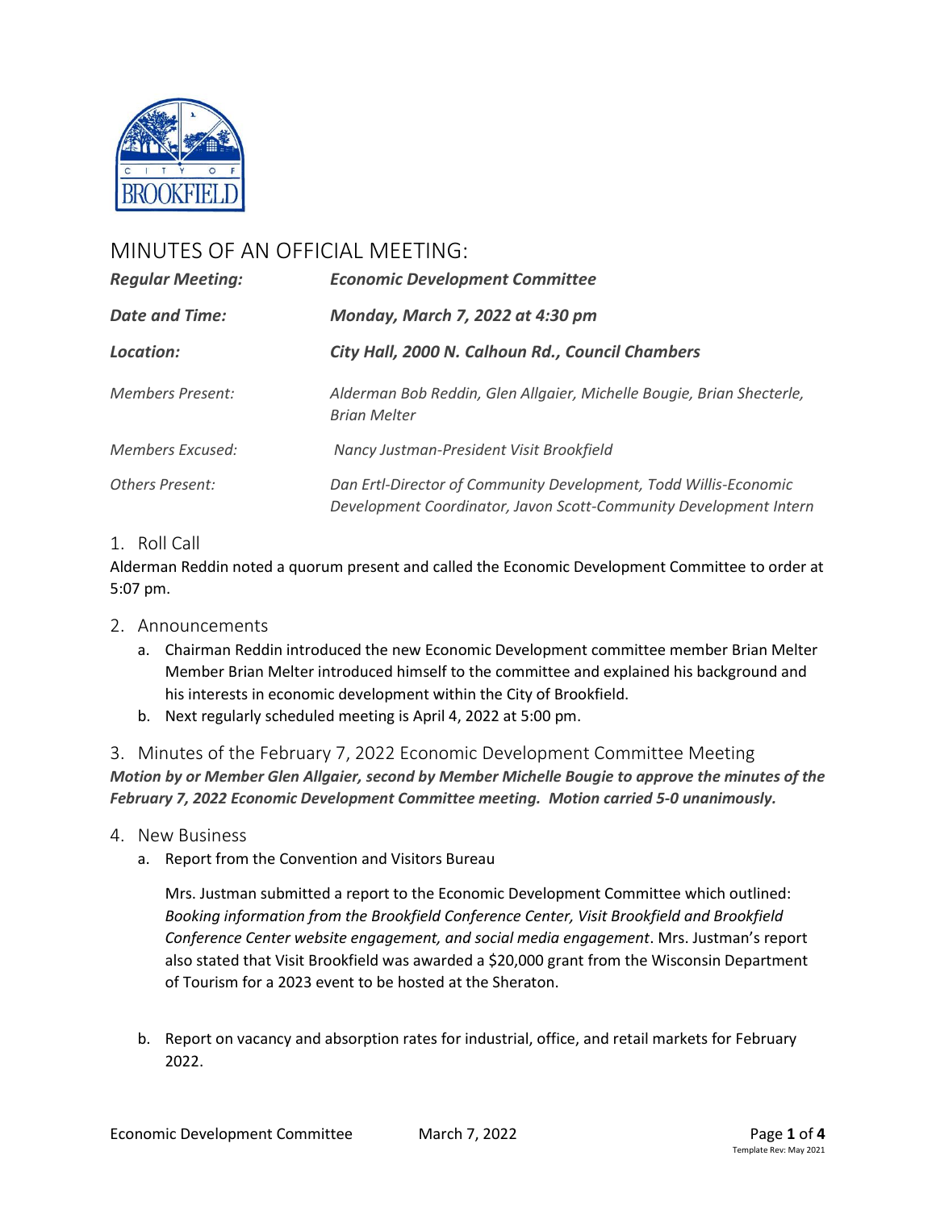# MINUTES OF AN OFFICIAL MEETING:

| | |
|---|---|
| ***Regular Meeting:*** | ***Economic Development Committee*** |
| ***Date and Time:*** | ***Monday, March 7, 2022 at 4:30 pm*** |
| ***Location:*** | ***City Hall, 2000 N. Calhoun Rd., Council Chambers*** |
| *Members Present:* | *Alderman Bob Reddin, Glen Allgaier, Michelle Bougie, Brian Shecterle, Brian Melter* |
| *Members Excused:* | *Nancy Justman-President Visit Brookfield* |
| *Others Present:* | *Dan Ertl-Director of Community Development, Todd Willis-Economic Development Coordinator, Javon Scott-Community Development Intern* |

## 1. Roll Call

Alderman Reddin noted a quorum present and called the Economic Development Committee to order at 5:07 pm.

## 2. Announcements

a. Chairman Reddin introduced the new Economic Development committee member Brian Melter Member Brian Melter introduced himself to the committee and explained his background and his interests in economic development within the City of Brookfield.

b. Next regularly scheduled meeting is April 4, 2022 at 5:00 pm.

## 3. Minutes of the February 7, 2022 Economic Development Committee Meeting

***Motion by or Member Glen Allgaier, second by Member Michelle Bougie to approve the minutes of the February 7, 2022 Economic Development Committee meeting. Motion carried 5-0 unanimously.***

## 4. New Business

a. Report from the Convention and Visitors Bureau

Mrs. Justman submitted a report to the Economic Development Committee which outlined: *Booking information from the Brookfield Conference Center, Visit Brookfield and Brookfield Conference Center website engagement, and social media engagement*. Mrs. Justman's report also stated that Visit Brookfield was awarded a $20,000 grant from the Wisconsin Department of Tourism for a 2023 event to be hosted at the Sheraton.

b. Report on vacancy and absorption rates for industrial, office, and retail markets for February 2022.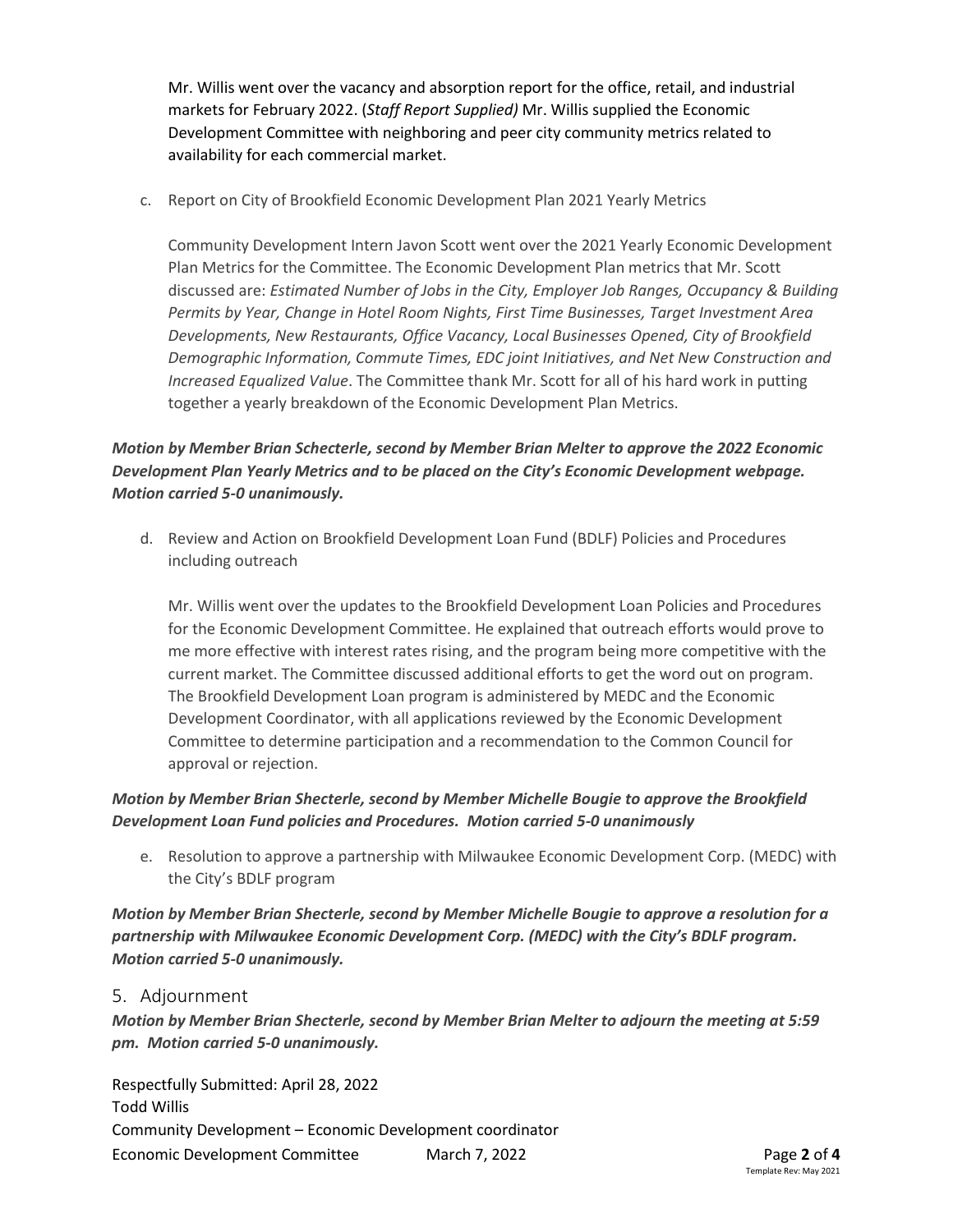Mr. Willis went over the vacancy and absorption report for the office, retail, and industrial markets for February 2022. (*Staff Report Supplied)* Mr. Willis supplied the Economic Development Committee with neighboring and peer city community metrics related to availability for each commercial market.

c. Report on City of Brookfield Economic Development Plan 2021 Yearly Metrics

Community Development Intern Javon Scott went over the 2021 Yearly Economic Development Plan Metrics for the Committee. The Economic Development Plan metrics that Mr. Scott discussed are: *Estimated Number of Jobs in the City, Employer Job Ranges, Occupancy & Building Permits by Year, Change in Hotel Room Nights, First Time Businesses, Target Investment Area Developments, New Restaurants, Office Vacancy, Local Businesses Opened, City of Brookfield Demographic Information, Commute Times, EDC joint Initiatives, and Net New Construction and Increased Equalized Value*. The Committee thank Mr. Scott for all of his hard work in putting together a yearly breakdown of the Economic Development Plan Metrics.

***Motion by Member Brian Schecterle, second by Member Brian Melter to approve the 2022 Economic Development Plan Yearly Metrics and to be placed on the City's Economic Development webpage. Motion carried 5-0 unanimously.***

d. Review and Action on Brookfield Development Loan Fund (BDLF) Policies and Procedures including outreach

Mr. Willis went over the updates to the Brookfield Development Loan Policies and Procedures for the Economic Development Committee. He explained that outreach efforts would prove to me more effective with interest rates rising, and the program being more competitive with the current market. The Committee discussed additional efforts to get the word out on program. The Brookfield Development Loan program is administered by MEDC and the Economic Development Coordinator, with all applications reviewed by the Economic Development Committee to determine participation and a recommendation to the Common Council for approval or rejection.

***Motion by Member Brian Shecterle, second by Member Michelle Bougie to approve the Brookfield Development Loan Fund policies and Procedures. Motion carried 5-0 unanimously***

e. Resolution to approve a partnership with Milwaukee Economic Development Corp. (MEDC) with the City's BDLF program

***Motion by Member Brian Shecterle, second by Member Michelle Bougie to approve a resolution for a partnership with Milwaukee Economic Development Corp. (MEDC) with the City's BDLF program. Motion carried 5-0 unanimously.***

## 5. Adjournment

***Motion by Member Brian Shecterle, second by Member Brian Melter to adjourn the meeting at 5:59 pm. Motion carried 5-0 unanimously.***

Respectfully Submitted: April 28, 2022
Todd Willis
Community Development – Economic Development coordinator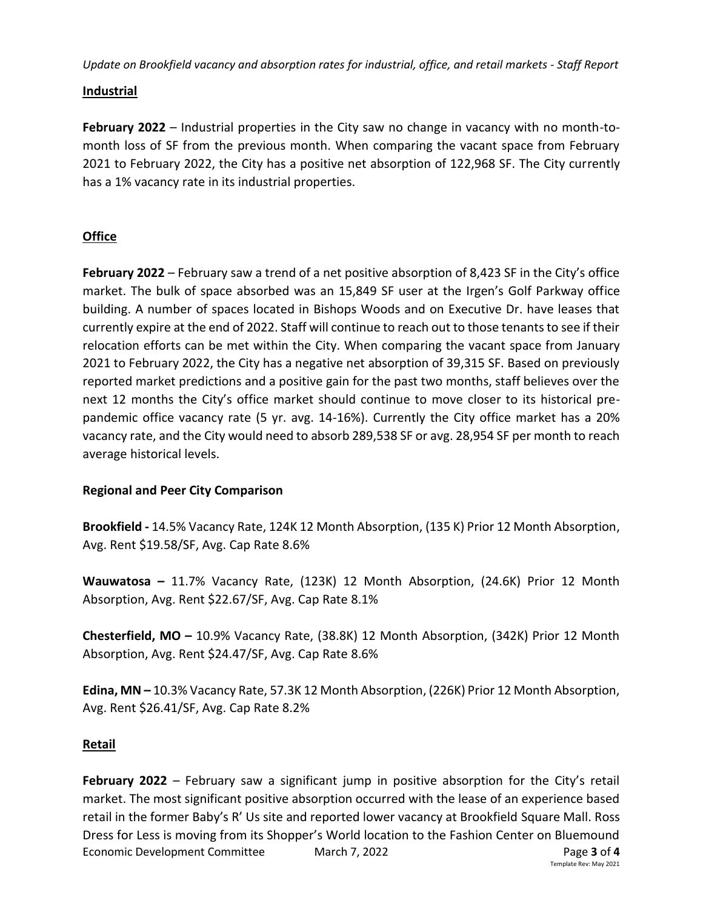## Industrial

**February 2022** – Industrial properties in the City saw no change in vacancy with no month-to-month loss of SF from the previous month. When comparing the vacant space from February 2021 to February 2022, the City has a positive net absorption of 122,968 SF. The City currently has a 1% vacancy rate in its industrial properties.

## Office

**February 2022** – February saw a trend of a net positive absorption of 8,423 SF in the City's office market. The bulk of space absorbed was an 15,849 SF user at the Irgen's Golf Parkway office building. A number of spaces located in Bishops Woods and on Executive Dr. have leases that currently expire at the end of 2022. Staff will continue to reach out to those tenants to see if their relocation efforts can be met within the City. When comparing the vacant space from January 2021 to February 2022, the City has a negative net absorption of 39,315 SF. Based on previously reported market predictions and a positive gain for the past two months, staff believes over the next 12 months the City's office market should continue to move closer to its historical pre-pandemic office vacancy rate (5 yr. avg. 14-16%). Currently the City office market has a 20% vacancy rate, and the City would need to absorb 289,538 SF or avg. 28,954 SF per month to reach average historical levels.

### Regional and Peer City Comparison

**Brookfield -** 14.5% Vacancy Rate, 124K 12 Month Absorption, (135 K) Prior 12 Month Absorption, Avg. Rent $19.58/SF, Avg. Cap Rate 8.6%

**Wauwatosa –** 11.7% Vacancy Rate, (123K) 12 Month Absorption, (24.6K) Prior 12 Month Absorption, Avg. Rent $22.67/SF, Avg. Cap Rate 8.1%

**Chesterfield, MO –** 10.9% Vacancy Rate, (38.8K) 12 Month Absorption, (342K) Prior 12 Month Absorption, Avg. Rent $24.47/SF, Avg. Cap Rate 8.6%

**Edina, MN –** 10.3% Vacancy Rate, 57.3K 12 Month Absorption, (226K) Prior 12 Month Absorption, Avg. Rent $26.41/SF, Avg. Cap Rate 8.2%

## Retail

**February 2022** – February saw a significant jump in positive absorption for the City's retail market. The most significant positive absorption occurred with the lease of an experience based retail in the former Baby's R' Us site and reported lower vacancy at Brookfield Square Mall. Ross Dress for Less is moving from its Shopper's World location to the Fashion Center on Bluemound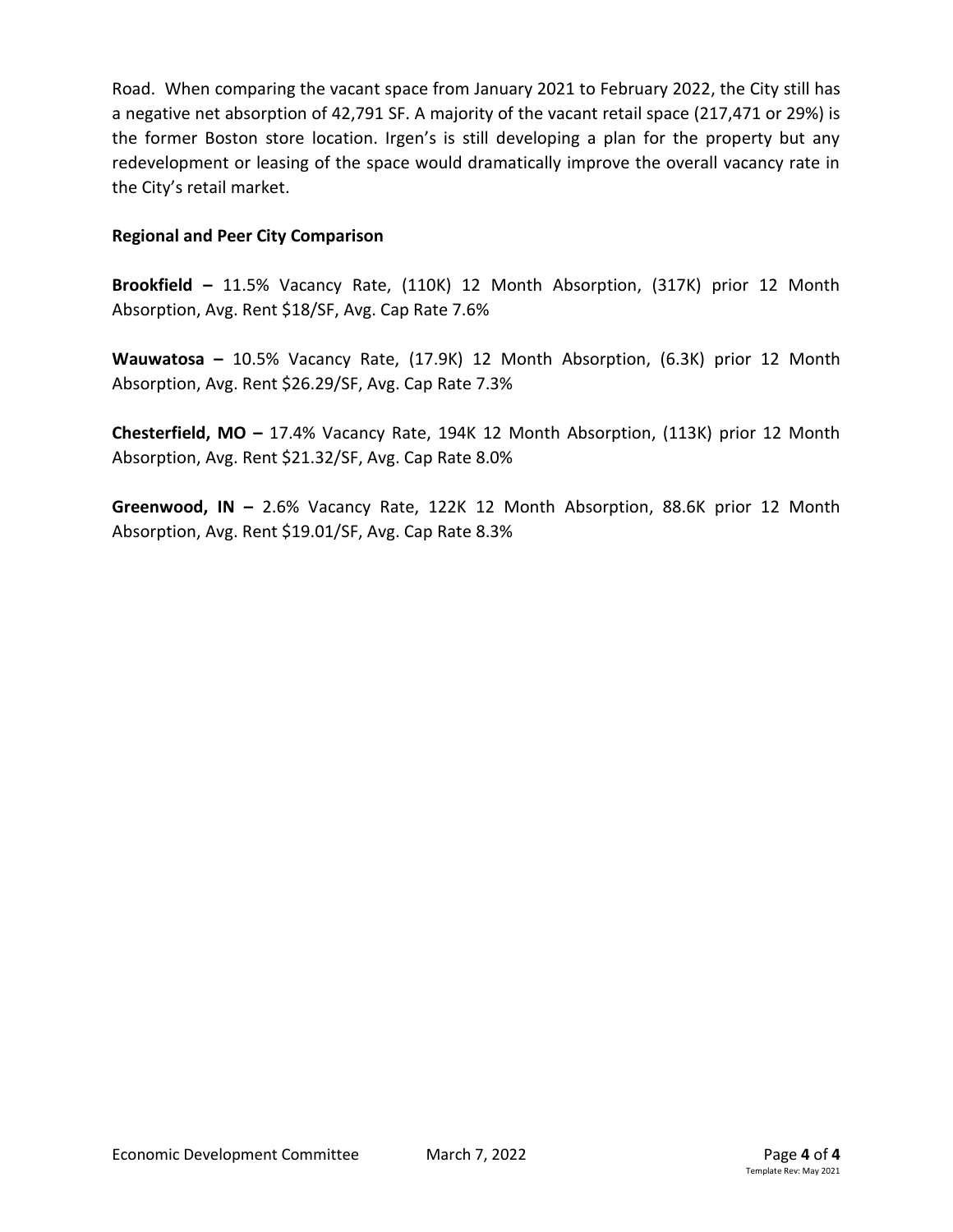Road. When comparing the vacant space from January 2021 to February 2022, the City still has a negative net absorption of 42,791 SF. A majority of the vacant retail space (217,471 or 29%) is the former Boston store location. Irgen's is still developing a plan for the property but any redevelopment or leasing of the space would dramatically improve the overall vacancy rate in the City's retail market.

**Regional and Peer City Comparison**

**Brookfield –** 11.5% Vacancy Rate, (110K) 12 Month Absorption, (317K) prior 12 Month Absorption, Avg. Rent $18/SF, Avg. Cap Rate 7.6%

**Wauwatosa –** 10.5% Vacancy Rate, (17.9K) 12 Month Absorption, (6.3K) prior 12 Month Absorption, Avg. Rent $26.29/SF, Avg. Cap Rate 7.3%

**Chesterfield, MO –** 17.4% Vacancy Rate, 194K 12 Month Absorption, (113K) prior 12 Month Absorption, Avg. Rent $21.32/SF, Avg. Cap Rate 8.0%

**Greenwood, IN –** 2.6% Vacancy Rate, 122K 12 Month Absorption, 88.6K prior 12 Month Absorption, Avg. Rent $19.01/SF, Avg. Cap Rate 8.3%